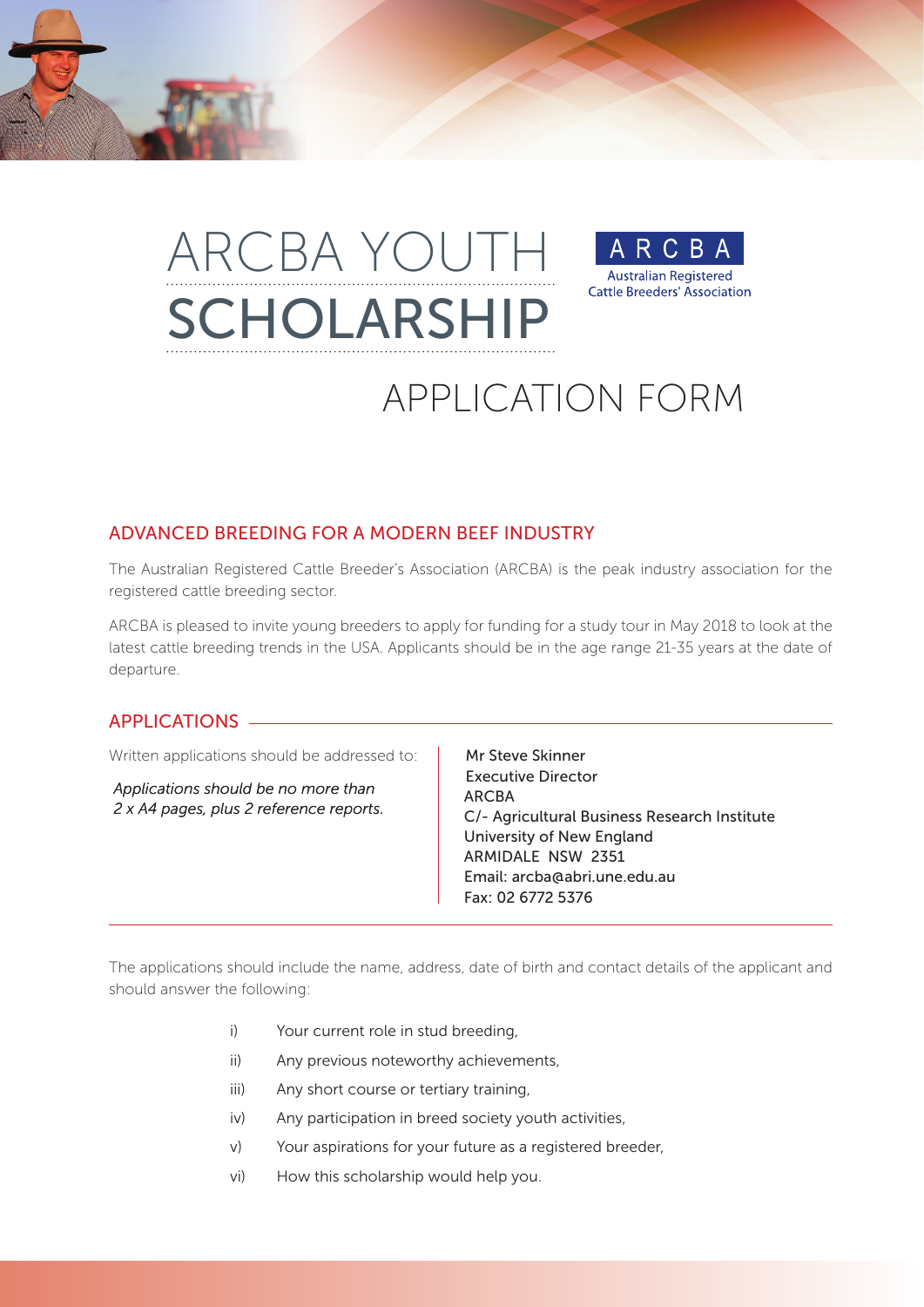# ARCBA YOUTH SCHOLARSHIP

ARCBA
Australian Registered Cattle Breeders' Association

# APPLICATION FORM

## ADVANCED BREEDING FOR A MODERN BEEF INDUSTRY

The Australian Registered Cattle Breeder's Association (ARCBA) is the peak industry association for the registered cattle breeding sector.

ARCBA is pleased to invite young breeders to apply for funding for a study tour in May 2018 to look at the latest cattle breeding trends in the USA. Applicants should be in the age range 21-35 years at the date of departure.

## APPLICATIONS

Written applications should be addressed to:

*Applications should be no more than 2 x A4 pages, plus 2 reference reports.*

Mr Steve Skinner
Executive Director
ARCBA
C/- Agricultural Business Research Institute
University of New England
ARMIDALE NSW 2351
Email: arcba@abri.une.edu.au
Fax: 02 6772 5376

The applications should include the name, address, date of birth and contact details of the applicant and should answer the following:

i) Your current role in stud breeding,

ii) Any previous noteworthy achievements,

iii) Any short course or tertiary training,

iv) Any participation in breed society youth activities,

v) Your aspirations for your future as a registered breeder,

vi) How this scholarship would help you.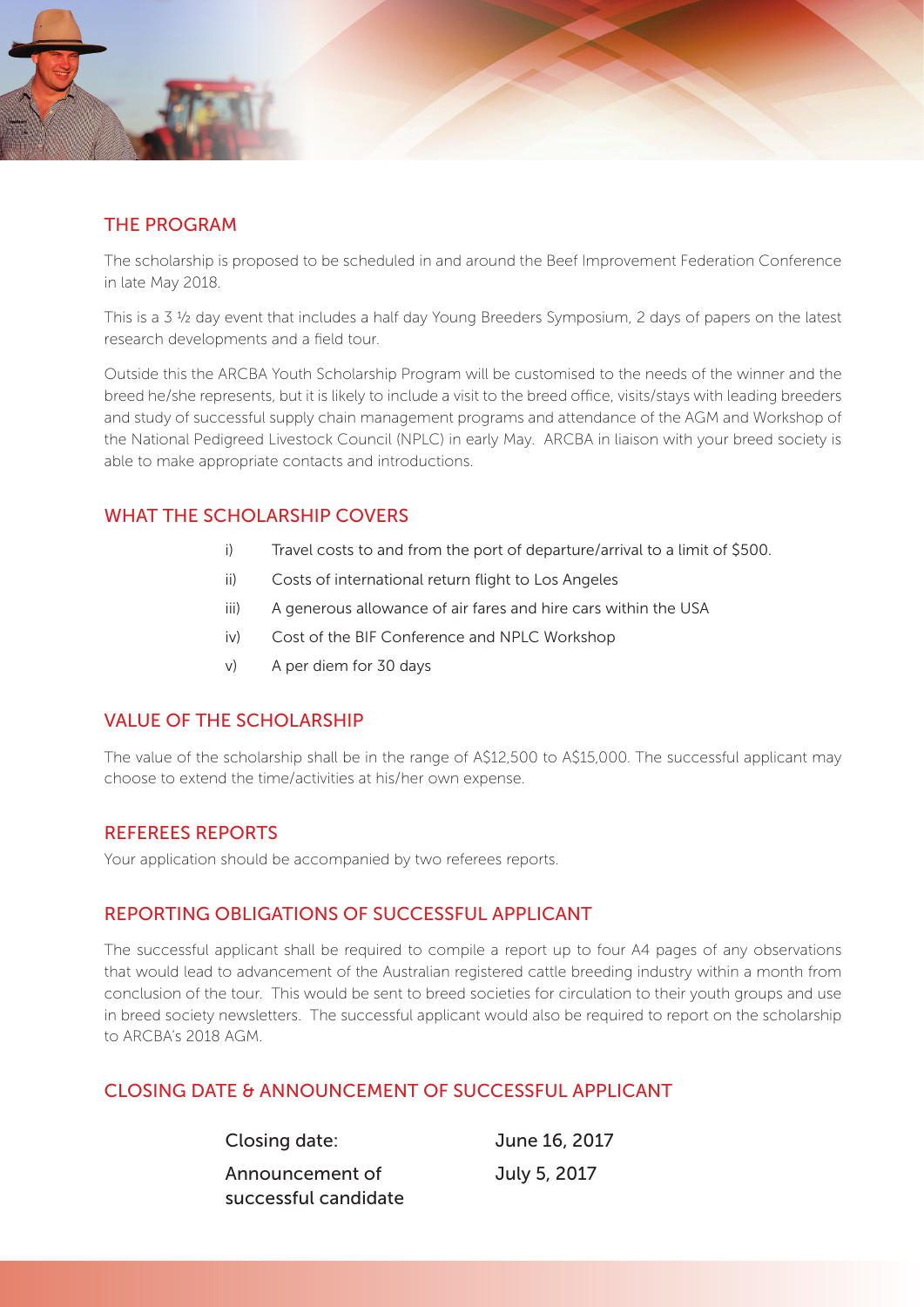## THE PROGRAM

The scholarship is proposed to be scheduled in and around the Beef Improvement Federation Conference in late May 2018.

This is a 3 ½ day event that includes a half day Young Breeders Symposium, 2 days of papers on the latest research developments and a field tour.

Outside this the ARCBA Youth Scholarship Program will be customised to the needs of the winner and the breed he/she represents, but it is likely to include a visit to the breed office, visits/stays with leading breeders and study of successful supply chain management programs and attendance of the AGM and Workshop of the National Pedigreed Livestock Council (NPLC) in early May. ARCBA in liaison with your breed society is able to make appropriate contacts and introductions.

## WHAT THE SCHOLARSHIP COVERS

- i) Travel costs to and from the port of departure/arrival to a limit of $500.
- ii) Costs of international return flight to Los Angeles
- iii) A generous allowance of air fares and hire cars within the USA
- iv) Cost of the BIF Conference and NPLC Workshop
- v) A per diem for 30 days

## VALUE OF THE SCHOLARSHIP

The value of the scholarship shall be in the range of A$12,500 to A$15,000. The successful applicant may choose to extend the time/activities at his/her own expense.

## REFEREES REPORTS

Your application should be accompanied by two referees reports.

## REPORTING OBLIGATIONS OF SUCCESSFUL APPLICANT

The successful applicant shall be required to compile a report up to four A4 pages of any observations that would lead to advancement of the Australian registered cattle breeding industry within a month from conclusion of the tour. This would be sent to breed societies for circulation to their youth groups and use in breed society newsletters. The successful applicant would also be required to report on the scholarship to ARCBA's 2018 AGM.

## CLOSING DATE & ANNOUNCEMENT OF SUCCESSFUL APPLICANT

| | |
|---|---|
| Closing date: | June 16, 2017 |
| Announcement of successful candidate | July 5, 2017 |